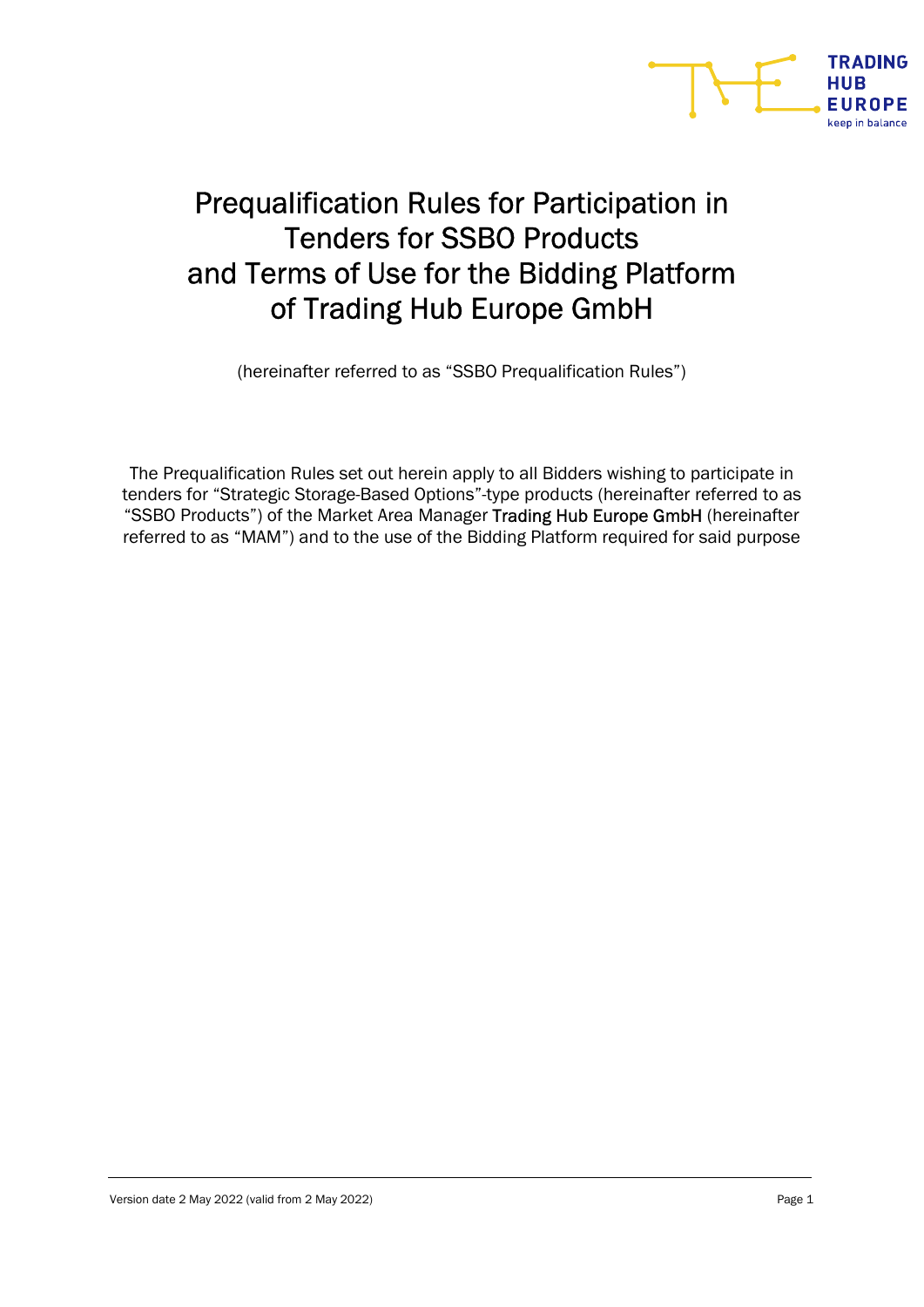# Prequalification Rules for Participation in Tenders for SSBO Products and Terms of Use for the Bidding Platform of Trading Hub Europe GmbH

(hereinafter referred to as "SSBO Prequalification Rules")

The Prequalification Rules set out herein apply to all Bidders wishing to participate in tenders for "Strategic Storage-Based Options"-type products (hereinafter referred to as "SSBO Products") of the Market Area Manager Trading Hub Europe GmbH (hereinafter referred to as "MAM") and to the use of the Bidding Platform required for said purpose

Version date 2 May 2022 (valid from 2 May 2022)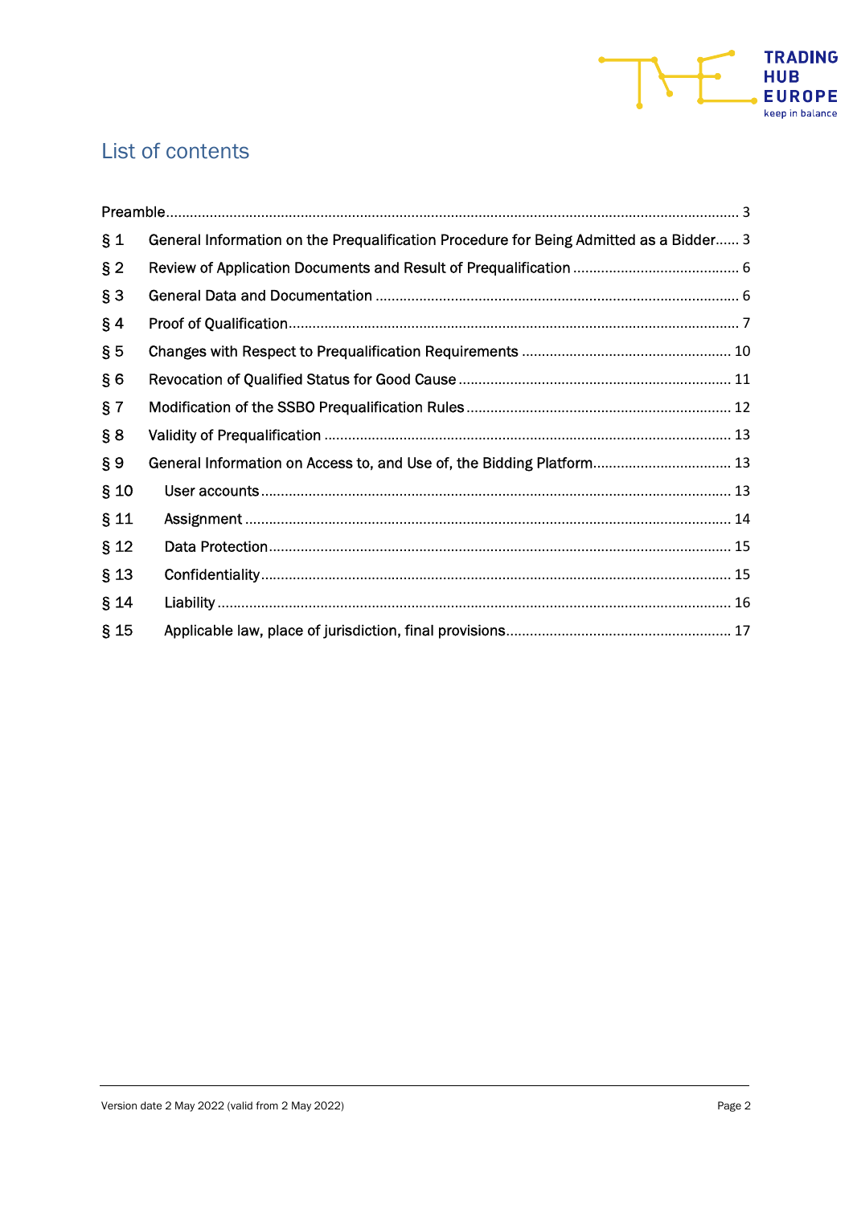# List of contents

Preamble ..... 3

§ 1 General Information on the Prequalification Procedure for Being Admitted as a Bidder ..... 3

§ 2 Review of Application Documents and Result of Prequalification ..... 6

§ 3 General Data and Documentation ..... 6

§ 4 Proof of Qualification ..... 7

§ 5 Changes with Respect to Prequalification Requirements ..... 10

§ 6 Revocation of Qualified Status for Good Cause ..... 11

§ 7 Modification of the SSBO Prequalification Rules ..... 12

§ 8 Validity of Prequalification ..... 13

§ 9 General Information on Access to, and Use of, the Bidding Platform ..... 13

§ 10 User accounts ..... 13

§ 11 Assignment ..... 14

§ 12 Data Protection ..... 15

§ 13 Confidentiality ..... 15

§ 14 Liability ..... 16

§ 15 Applicable law, place of jurisdiction, final provisions ..... 17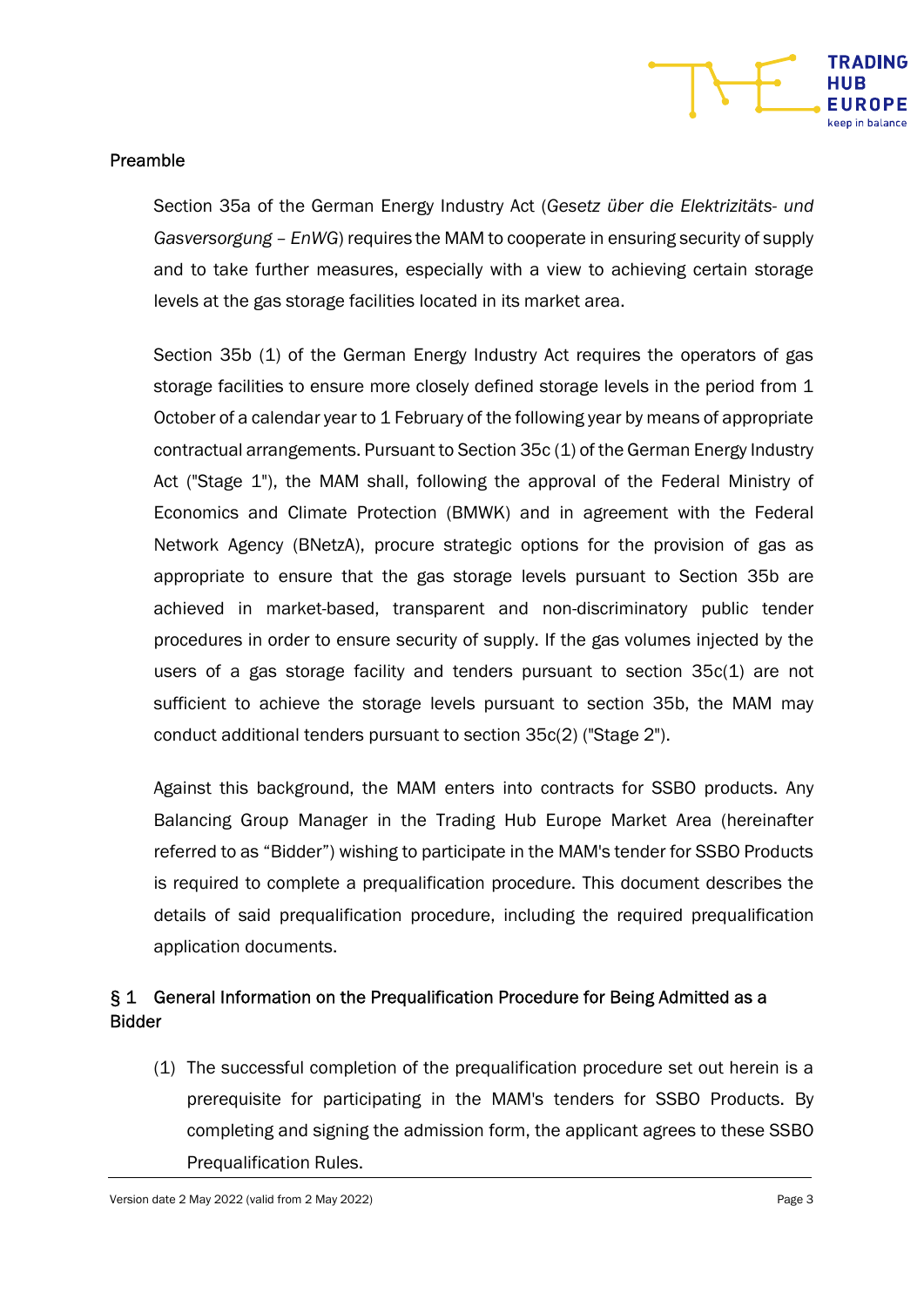## Preamble

Section 35a of the German Energy Industry Act (*Gesetz über die Elektrizitäts- und Gasversorgung – EnWG*) requires the MAM to cooperate in ensuring security of supply and to take further measures, especially with a view to achieving certain storage levels at the gas storage facilities located in its market area.

Section 35b (1) of the German Energy Industry Act requires the operators of gas storage facilities to ensure more closely defined storage levels in the period from 1 October of a calendar year to 1 February of the following year by means of appropriate contractual arrangements. Pursuant to Section 35c (1) of the German Energy Industry Act ("Stage 1"), the MAM shall, following the approval of the Federal Ministry of Economics and Climate Protection (BMWK) and in agreement with the Federal Network Agency (BNetzA), procure strategic options for the provision of gas as appropriate to ensure that the gas storage levels pursuant to Section 35b are achieved in market-based, transparent and non-discriminatory public tender procedures in order to ensure security of supply. If the gas volumes injected by the users of a gas storage facility and tenders pursuant to section 35c(1) are not sufficient to achieve the storage levels pursuant to section 35b, the MAM may conduct additional tenders pursuant to section 35c(2) ("Stage 2").

Against this background, the MAM enters into contracts for SSBO products. Any Balancing Group Manager in the Trading Hub Europe Market Area (hereinafter referred to as "Bidder") wishing to participate in the MAM's tender for SSBO Products is required to complete a prequalification procedure. This document describes the details of said prequalification procedure, including the required prequalification application documents.

## § 1 General Information on the Prequalification Procedure for Being Admitted as a Bidder

(1) The successful completion of the prequalification procedure set out herein is a prerequisite for participating in the MAM's tenders for SSBO Products. By completing and signing the admission form, the applicant agrees to these SSBO Prequalification Rules.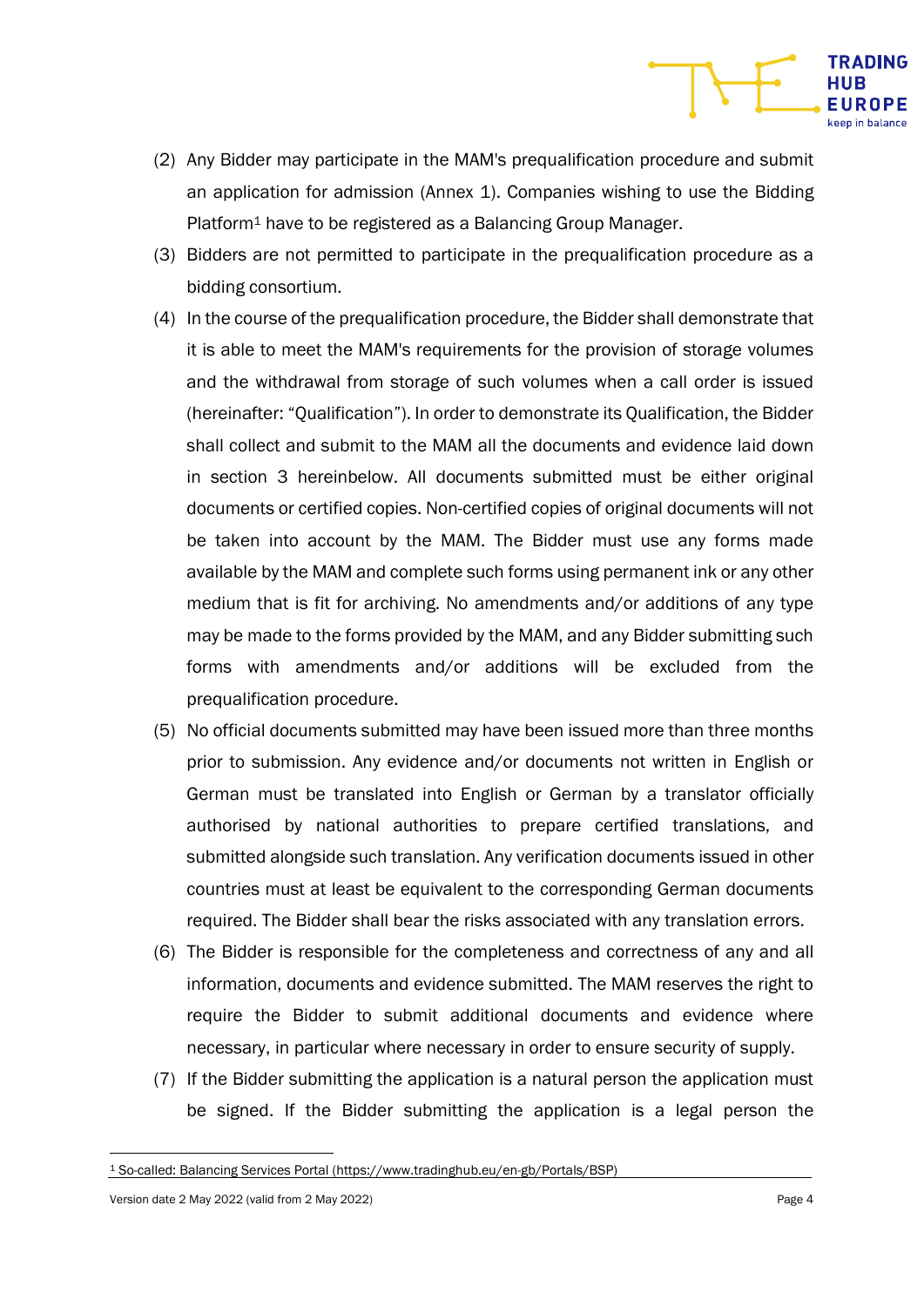(2) Any Bidder may participate in the MAM's prequalification procedure and submit an application for admission (Annex 1). Companies wishing to use the Bidding Platform[1] have to be registered as a Balancing Group Manager.

(3) Bidders are not permitted to participate in the prequalification procedure as a bidding consortium.

(4) In the course of the prequalification procedure, the Bidder shall demonstrate that it is able to meet the MAM's requirements for the provision of storage volumes and the withdrawal from storage of such volumes when a call order is issued (hereinafter: "Qualification"). In order to demonstrate its Qualification, the Bidder shall collect and submit to the MAM all the documents and evidence laid down in section 3 hereinbelow. All documents submitted must be either original documents or certified copies. Non-certified copies of original documents will not be taken into account by the MAM. The Bidder must use any forms made available by the MAM and complete such forms using permanent ink or any other medium that is fit for archiving. No amendments and/or additions of any type may be made to the forms provided by the MAM, and any Bidder submitting such forms with amendments and/or additions will be excluded from the prequalification procedure.

(5) No official documents submitted may have been issued more than three months prior to submission. Any evidence and/or documents not written in English or German must be translated into English or German by a translator officially authorised by national authorities to prepare certified translations, and submitted alongside such translation. Any verification documents issued in other countries must at least be equivalent to the corresponding German documents required. The Bidder shall bear the risks associated with any translation errors.

(6) The Bidder is responsible for the completeness and correctness of any and all information, documents and evidence submitted. The MAM reserves the right to require the Bidder to submit additional documents and evidence where necessary, in particular where necessary in order to ensure security of supply.

(7) If the Bidder submitting the application is a natural person the application must be signed. If the Bidder submitting the application is a legal person the

---

[1] So-called: Balancing Services Portal (https://www.tradinghub.eu/en-gb/Portals/BSP)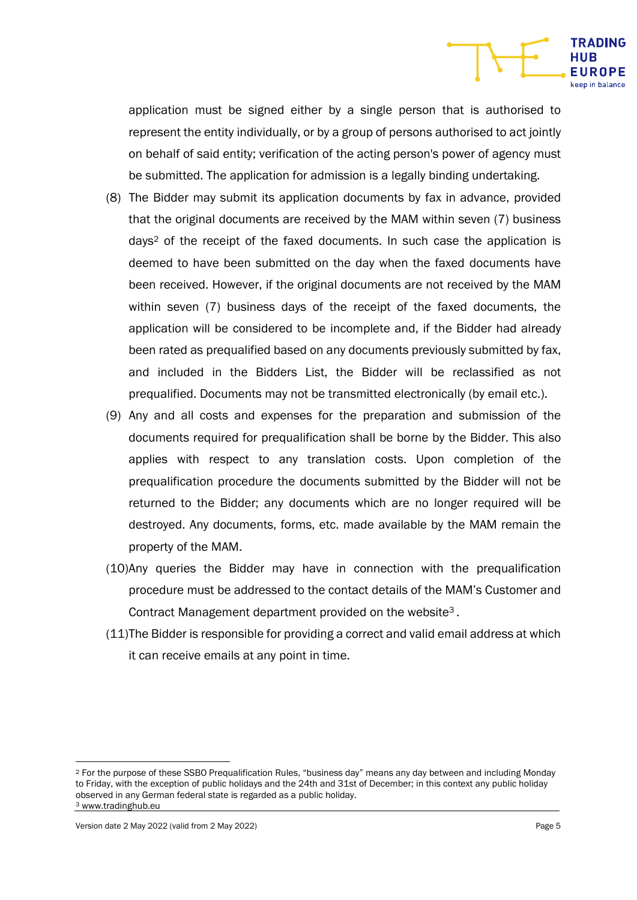application must be signed either by a single person that is authorised to represent the entity individually, or by a group of persons authorised to act jointly on behalf of said entity; verification of the acting person's power of agency must be submitted. The application for admission is a legally binding undertaking.

(8) The Bidder may submit its application documents by fax in advance, provided that the original documents are received by the MAM within seven (7) business days[2] of the receipt of the faxed documents. In such case the application is deemed to have been submitted on the day when the faxed documents have been received. However, if the original documents are not received by the MAM within seven (7) business days of the receipt of the faxed documents, the application will be considered to be incomplete and, if the Bidder had already been rated as prequalified based on any documents previously submitted by fax, and included in the Bidders List, the Bidder will be reclassified as not prequalified. Documents may not be transmitted electronically (by email etc.).

(9) Any and all costs and expenses for the preparation and submission of the documents required for prequalification shall be borne by the Bidder. This also applies with respect to any translation costs. Upon completion of the prequalification procedure the documents submitted by the Bidder will not be returned to the Bidder; any documents which are no longer required will be destroyed. Any documents, forms, etc. made available by the MAM remain the property of the MAM.

(10) Any queries the Bidder may have in connection with the prequalification procedure must be addressed to the contact details of the MAM's Customer and Contract Management department provided on the website[3].

(11) The Bidder is responsible for providing a correct and valid email address at which it can receive emails at any point in time.

---

[2] For the purpose of these SSBO Prequalification Rules, "business day" means any day between and including Monday to Friday, with the exception of public holidays and the 24th and 31st of December; in this context any public holiday observed in any German federal state is regarded as a public holiday.

[3] www.tradinghub.eu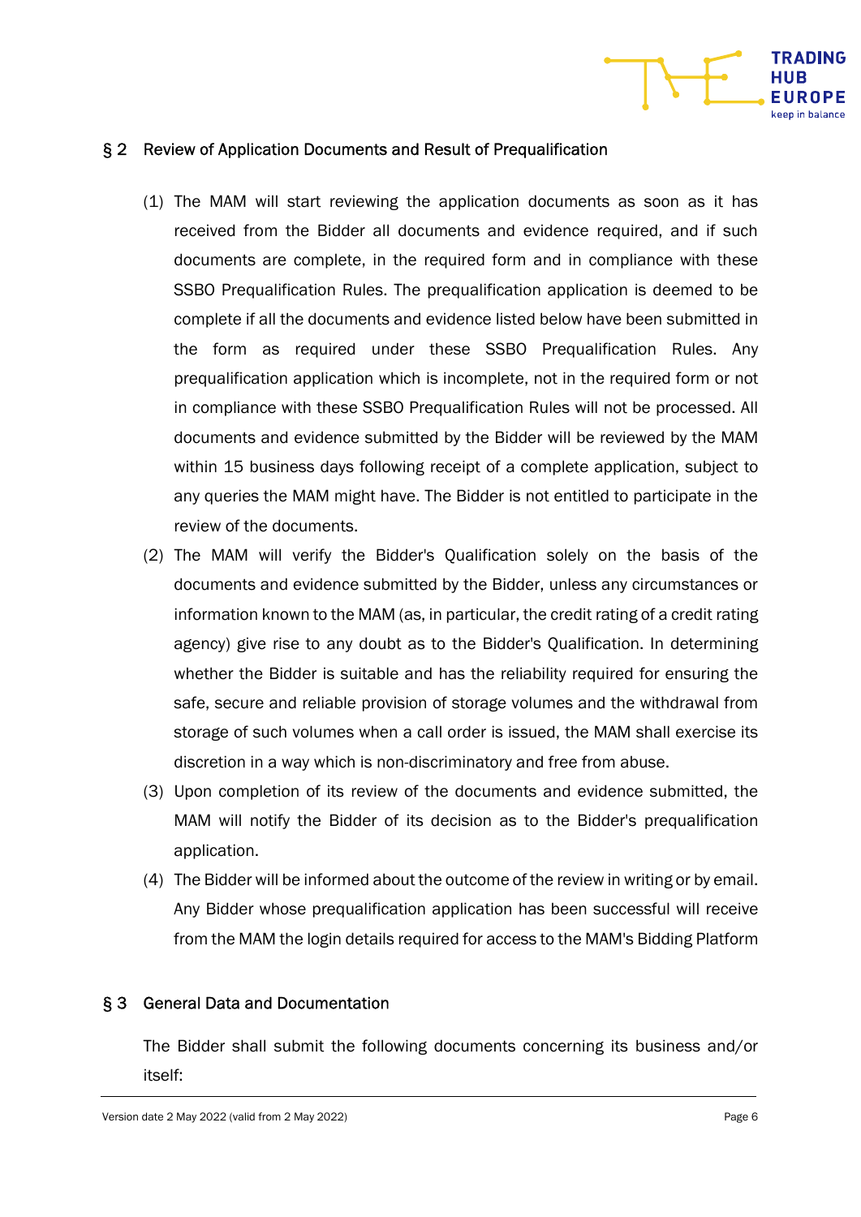## § 2 Review of Application Documents and Result of Prequalification

(1) The MAM will start reviewing the application documents as soon as it has received from the Bidder all documents and evidence required, and if such documents are complete, in the required form and in compliance with these SSBO Prequalification Rules. The prequalification application is deemed to be complete if all the documents and evidence listed below have been submitted in the form as required under these SSBO Prequalification Rules. Any prequalification application which is incomplete, not in the required form or not in compliance with these SSBO Prequalification Rules will not be processed. All documents and evidence submitted by the Bidder will be reviewed by the MAM within 15 business days following receipt of a complete application, subject to any queries the MAM might have. The Bidder is not entitled to participate in the review of the documents.

(2) The MAM will verify the Bidder's Qualification solely on the basis of the documents and evidence submitted by the Bidder, unless any circumstances or information known to the MAM (as, in particular, the credit rating of a credit rating agency) give rise to any doubt as to the Bidder's Qualification. In determining whether the Bidder is suitable and has the reliability required for ensuring the safe, secure and reliable provision of storage volumes and the withdrawal from storage of such volumes when a call order is issued, the MAM shall exercise its discretion in a way which is non-discriminatory and free from abuse.

(3) Upon completion of its review of the documents and evidence submitted, the MAM will notify the Bidder of its decision as to the Bidder's prequalification application.

(4) The Bidder will be informed about the outcome of the review in writing or by email. Any Bidder whose prequalification application has been successful will receive from the MAM the login details required for access to the MAM's Bidding Platform

## § 3 General Data and Documentation

The Bidder shall submit the following documents concerning its business and/or itself: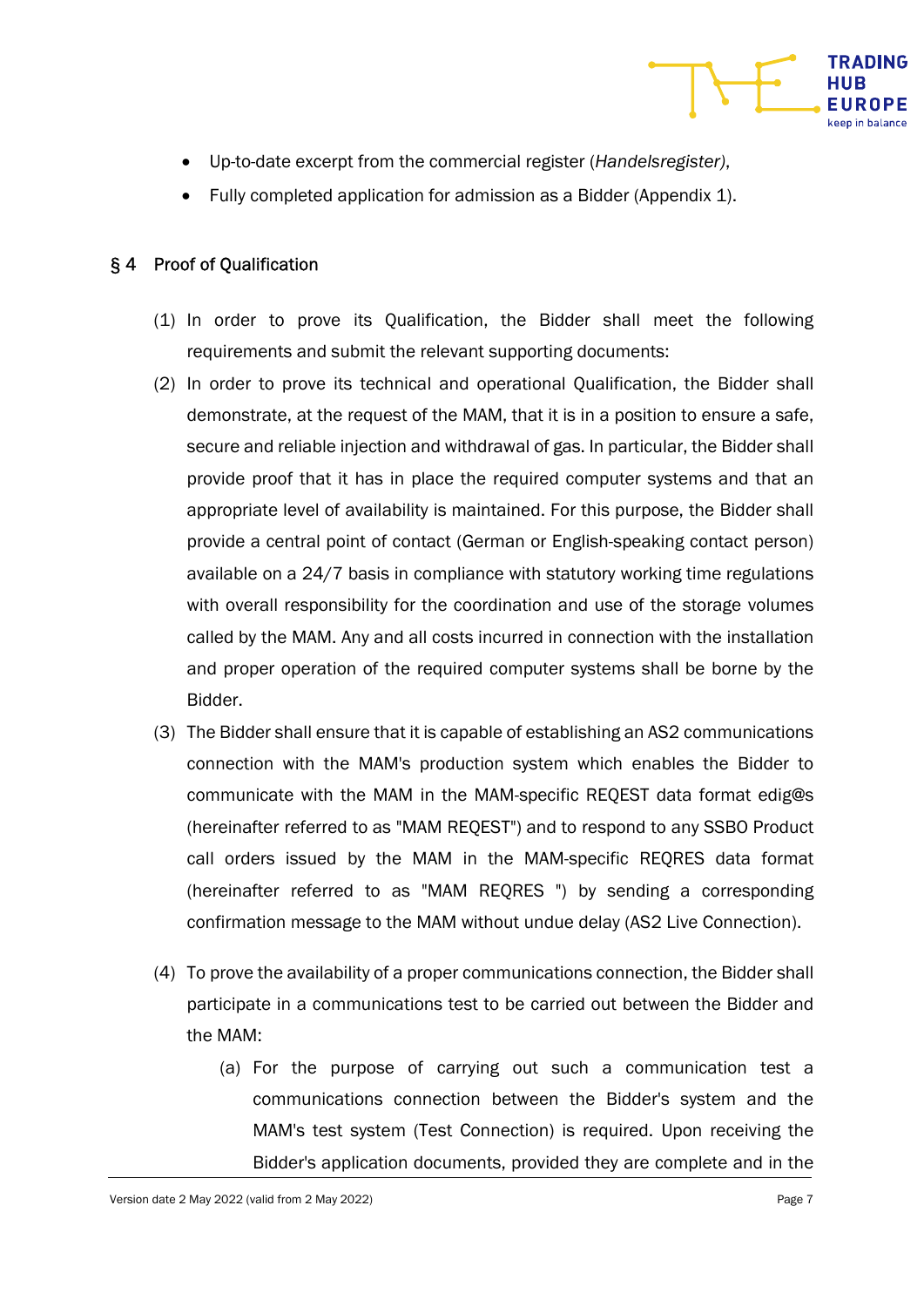- Up-to-date excerpt from the commercial register (*Handelsregister)*,
- Fully completed application for admission as a Bidder (Appendix 1).

## § 4 Proof of Qualification

(1) In order to prove its Qualification, the Bidder shall meet the following requirements and submit the relevant supporting documents:

(2) In order to prove its technical and operational Qualification, the Bidder shall demonstrate, at the request of the MAM, that it is in a position to ensure a safe, secure and reliable injection and withdrawal of gas. In particular, the Bidder shall provide proof that it has in place the required computer systems and that an appropriate level of availability is maintained. For this purpose, the Bidder shall provide a central point of contact (German or English-speaking contact person) available on a 24/7 basis in compliance with statutory working time regulations with overall responsibility for the coordination and use of the storage volumes called by the MAM. Any and all costs incurred in connection with the installation and proper operation of the required computer systems shall be borne by the Bidder.

(3) The Bidder shall ensure that it is capable of establishing an AS2 communications connection with the MAM's production system which enables the Bidder to communicate with the MAM in the MAM-specific REQEST data format edig@s (hereinafter referred to as "MAM REQEST") and to respond to any SSBO Product call orders issued by the MAM in the MAM-specific REQRES data format (hereinafter referred to as "MAM REQRES ") by sending a corresponding confirmation message to the MAM without undue delay (AS2 Live Connection).

(4) To prove the availability of a proper communications connection, the Bidder shall participate in a communications test to be carried out between the Bidder and the MAM:

   (a) For the purpose of carrying out such a communication test a communications connection between the Bidder's system and the MAM's test system (Test Connection) is required. Upon receiving the Bidder's application documents, provided they are complete and in the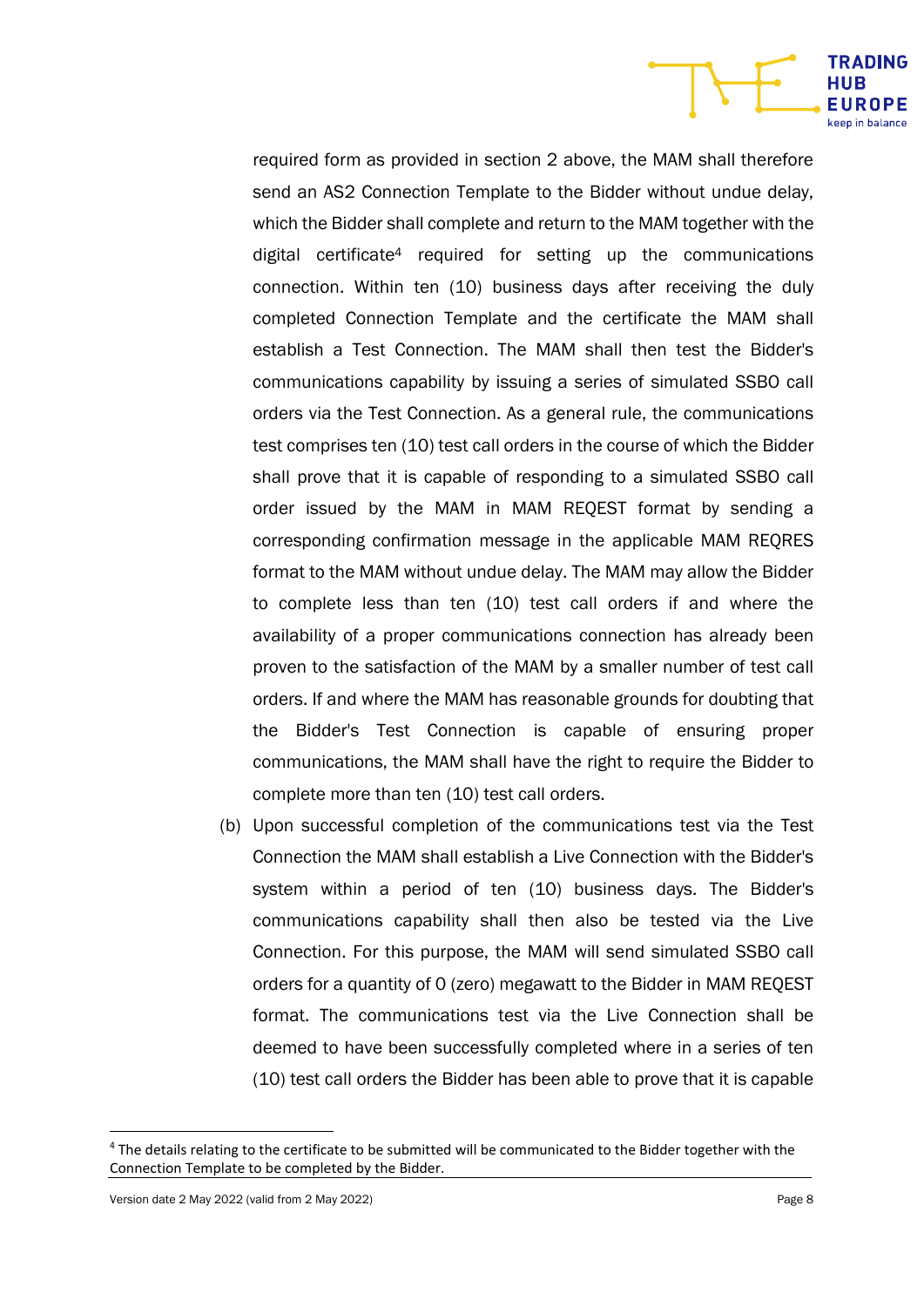required form as provided in section 2 above, the MAM shall therefore send an AS2 Connection Template to the Bidder without undue delay, which the Bidder shall complete and return to the MAM together with the digital certificate[4] required for setting up the communications connection. Within ten (10) business days after receiving the duly completed Connection Template and the certificate the MAM shall establish a Test Connection. The MAM shall then test the Bidder's communications capability by issuing a series of simulated SSBO call orders via the Test Connection. As a general rule, the communications test comprises ten (10) test call orders in the course of which the Bidder shall prove that it is capable of responding to a simulated SSBO call order issued by the MAM in MAM REQEST format by sending a corresponding confirmation message in the applicable MAM REQRES format to the MAM without undue delay. The MAM may allow the Bidder to complete less than ten (10) test call orders if and where the availability of a proper communications connection has already been proven to the satisfaction of the MAM by a smaller number of test call orders. If and where the MAM has reasonable grounds for doubting that the Bidder's Test Connection is capable of ensuring proper communications, the MAM shall have the right to require the Bidder to complete more than ten (10) test call orders.

(b) Upon successful completion of the communications test via the Test Connection the MAM shall establish a Live Connection with the Bidder's system within a period of ten (10) business days. The Bidder's communications capability shall then also be tested via the Live Connection. For this purpose, the MAM will send simulated SSBO call orders for a quantity of 0 (zero) megawatt to the Bidder in MAM REQEST format. The communications test via the Live Connection shall be deemed to have been successfully completed where in a series of ten (10) test call orders the Bidder has been able to prove that it is capable

[4] The details relating to the certificate to be submitted will be communicated to the Bidder together with the Connection Template to be completed by the Bidder.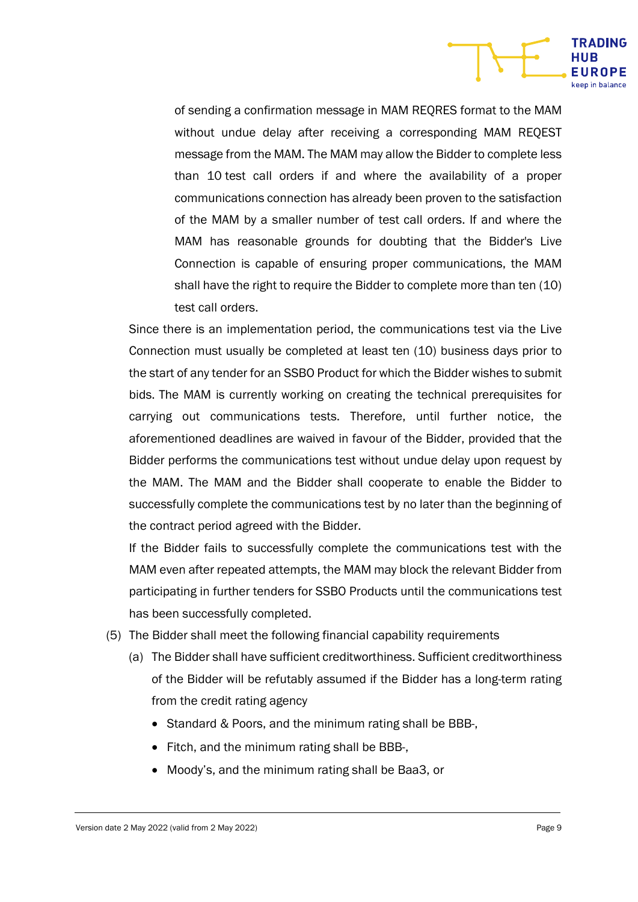of sending a confirmation message in MAM REQRES format to the MAM without undue delay after receiving a corresponding MAM REQEST message from the MAM. The MAM may allow the Bidder to complete less than 10 test call orders if and where the availability of a proper communications connection has already been proven to the satisfaction of the MAM by a smaller number of test call orders. If and where the MAM has reasonable grounds for doubting that the Bidder's Live Connection is capable of ensuring proper communications, the MAM shall have the right to require the Bidder to complete more than ten (10) test call orders.

Since there is an implementation period, the communications test via the Live Connection must usually be completed at least ten (10) business days prior to the start of any tender for an SSBO Product for which the Bidder wishes to submit bids. The MAM is currently working on creating the technical prerequisites for carrying out communications tests. Therefore, until further notice, the aforementioned deadlines are waived in favour of the Bidder, provided that the Bidder performs the communications test without undue delay upon request by the MAM. The MAM and the Bidder shall cooperate to enable the Bidder to successfully complete the communications test by no later than the beginning of the contract period agreed with the Bidder.

If the Bidder fails to successfully complete the communications test with the MAM even after repeated attempts, the MAM may block the relevant Bidder from participating in further tenders for SSBO Products until the communications test has been successfully completed.

(5) The Bidder shall meet the following financial capability requirements

(a) The Bidder shall have sufficient creditworthiness. Sufficient creditworthiness of the Bidder will be refutably assumed if the Bidder has a long-term rating from the credit rating agency

- Standard & Poors, and the minimum rating shall be BBB-,
- Fitch, and the minimum rating shall be BBB-,
- Moody's, and the minimum rating shall be Baa3, or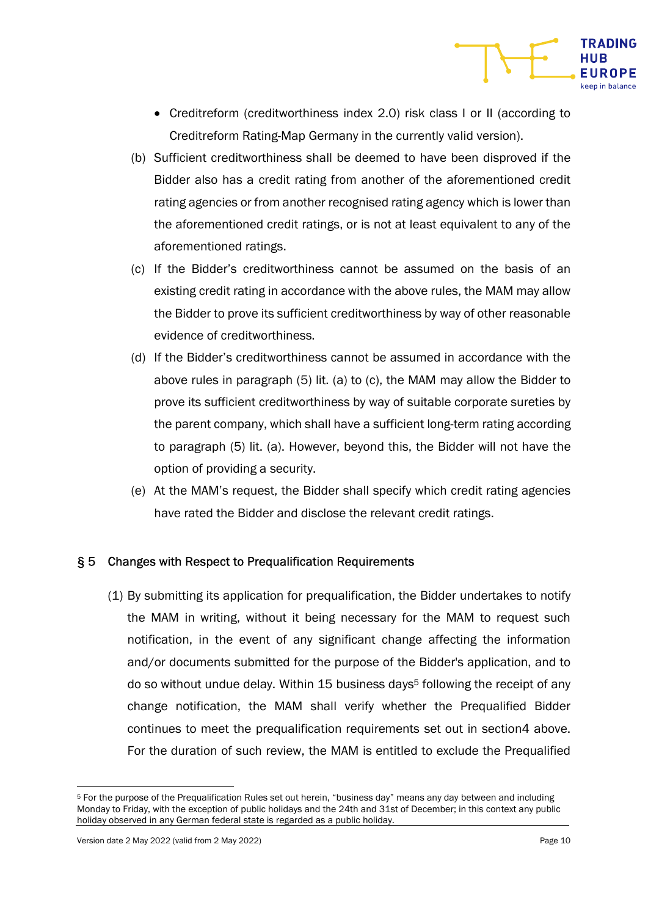- Creditreform (creditworthiness index 2.0) risk class I or II (according to Creditreform Rating-Map Germany in the currently valid version).

(b) Sufficient creditworthiness shall be deemed to have been disproved if the Bidder also has a credit rating from another of the aforementioned credit rating agencies or from another recognised rating agency which is lower than the aforementioned credit ratings, or is not at least equivalent to any of the aforementioned ratings.

(c) If the Bidder's creditworthiness cannot be assumed on the basis of an existing credit rating in accordance with the above rules, the MAM may allow the Bidder to prove its sufficient creditworthiness by way of other reasonable evidence of creditworthiness.

(d) If the Bidder's creditworthiness cannot be assumed in accordance with the above rules in paragraph (5) lit. (a) to (c), the MAM may allow the Bidder to prove its sufficient creditworthiness by way of suitable corporate sureties by the parent company, which shall have a sufficient long-term rating according to paragraph (5) lit. (a). However, beyond this, the Bidder will not have the option of providing a security.

(e) At the MAM's request, the Bidder shall specify which credit rating agencies have rated the Bidder and disclose the relevant credit ratings.

## § 5 Changes with Respect to Prequalification Requirements

(1) By submitting its application for prequalification, the Bidder undertakes to notify the MAM in writing, without it being necessary for the MAM to request such notification, in the event of any significant change affecting the information and/or documents submitted for the purpose of the Bidder's application, and to do so without undue delay. Within 15 business days[5] following the receipt of any change notification, the MAM shall verify whether the Prequalified Bidder continues to meet the prequalification requirements set out in section4 above. For the duration of such review, the MAM is entitled to exclude the Prequalified

[5] For the purpose of the Prequalification Rules set out herein, "business day" means any day between and including Monday to Friday, with the exception of public holidays and the 24th and 31st of December; in this context any public holiday observed in any German federal state is regarded as a public holiday.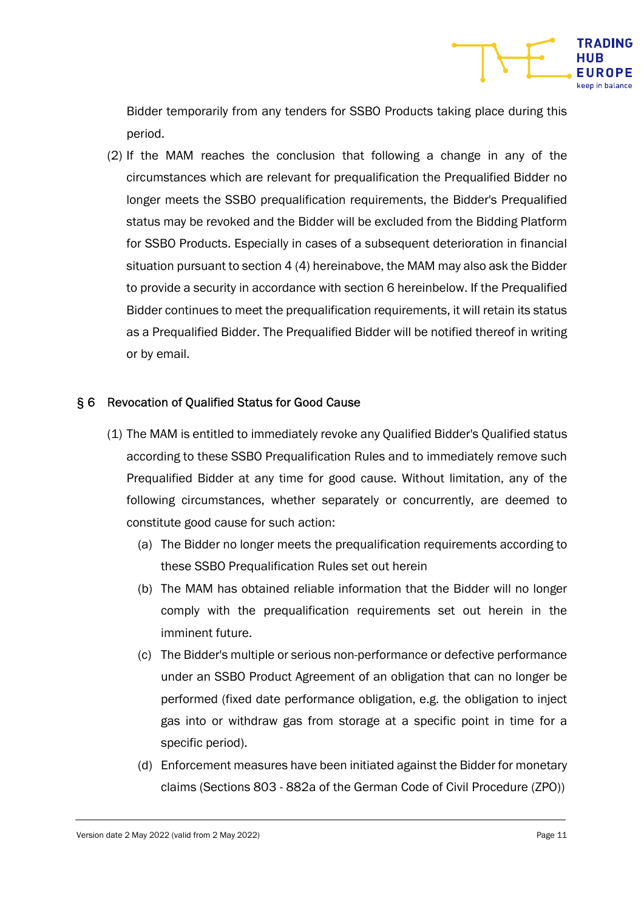Bidder temporarily from any tenders for SSBO Products taking place during this period.

(2) If the MAM reaches the conclusion that following a change in any of the circumstances which are relevant for prequalification the Prequalified Bidder no longer meets the SSBO prequalification requirements, the Bidder's Prequalified status may be revoked and the Bidder will be excluded from the Bidding Platform for SSBO Products. Especially in cases of a subsequent deterioration in financial situation pursuant to section 4 (4) hereinabove, the MAM may also ask the Bidder to provide a security in accordance with section 6 hereinbelow. If the Prequalified Bidder continues to meet the prequalification requirements, it will retain its status as a Prequalified Bidder. The Prequalified Bidder will be notified thereof in writing or by email.

## § 6 Revocation of Qualified Status for Good Cause

(1) The MAM is entitled to immediately revoke any Qualified Bidder's Qualified status according to these SSBO Prequalification Rules and to immediately remove such Prequalified Bidder at any time for good cause. Without limitation, any of the following circumstances, whether separately or concurrently, are deemed to constitute good cause for such action:

   (a) The Bidder no longer meets the prequalification requirements according to these SSBO Prequalification Rules set out herein

   (b) The MAM has obtained reliable information that the Bidder will no longer comply with the prequalification requirements set out herein in the imminent future.

   (c) The Bidder's multiple or serious non-performance or defective performance under an SSBO Product Agreement of an obligation that can no longer be performed (fixed date performance obligation, e.g. the obligation to inject gas into or withdraw gas from storage at a specific point in time for a specific period).

   (d) Enforcement measures have been initiated against the Bidder for monetary claims (Sections 803 - 882a of the German Code of Civil Procedure (ZPO))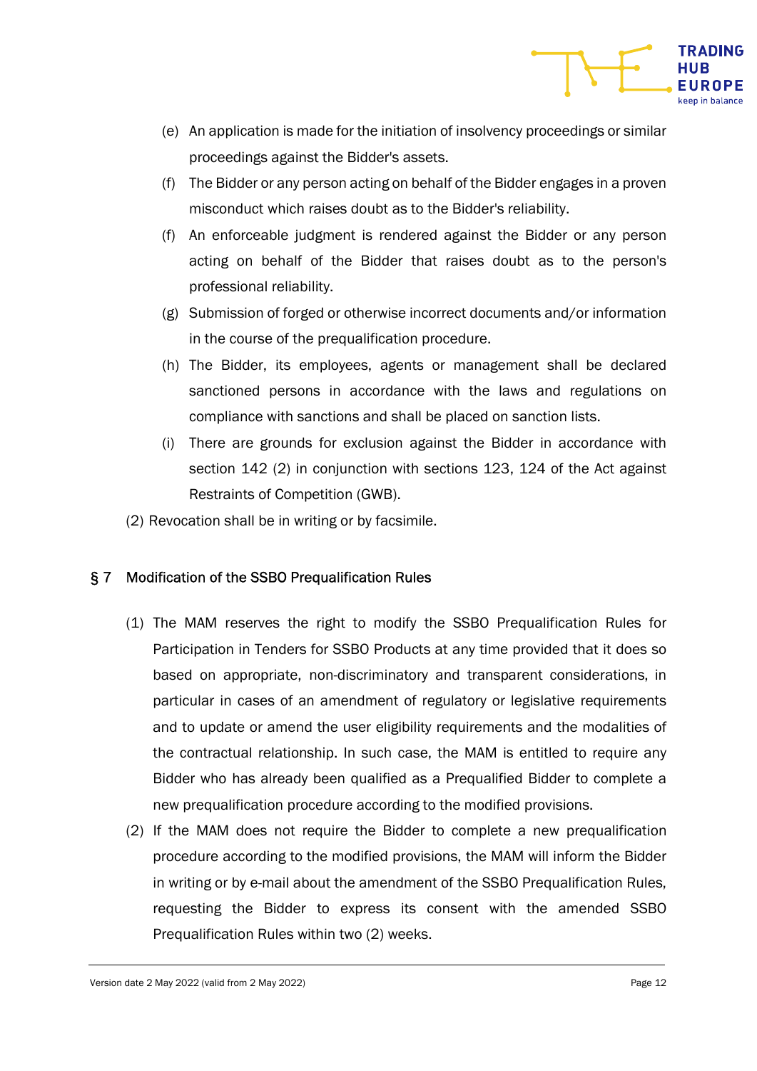(e) An application is made for the initiation of insolvency proceedings or similar proceedings against the Bidder's assets.

(f) The Bidder or any person acting on behalf of the Bidder engages in a proven misconduct which raises doubt as to the Bidder's reliability.

(f) An enforceable judgment is rendered against the Bidder or any person acting on behalf of the Bidder that raises doubt as to the person's professional reliability.

(g) Submission of forged or otherwise incorrect documents and/or information in the course of the prequalification procedure.

(h) The Bidder, its employees, agents or management shall be declared sanctioned persons in accordance with the laws and regulations on compliance with sanctions and shall be placed on sanction lists.

(i) There are grounds for exclusion against the Bidder in accordance with section 142 (2) in conjunction with sections 123, 124 of the Act against Restraints of Competition (GWB).

(2) Revocation shall be in writing or by facsimile.

## § 7 Modification of the SSBO Prequalification Rules

(1) The MAM reserves the right to modify the SSBO Prequalification Rules for Participation in Tenders for SSBO Products at any time provided that it does so based on appropriate, non-discriminatory and transparent considerations, in particular in cases of an amendment of regulatory or legislative requirements and to update or amend the user eligibility requirements and the modalities of the contractual relationship. In such case, the MAM is entitled to require any Bidder who has already been qualified as a Prequalified Bidder to complete a new prequalification procedure according to the modified provisions.

(2) If the MAM does not require the Bidder to complete a new prequalification procedure according to the modified provisions, the MAM will inform the Bidder in writing or by e-mail about the amendment of the SSBO Prequalification Rules, requesting the Bidder to express its consent with the amended SSBO Prequalification Rules within two (2) weeks.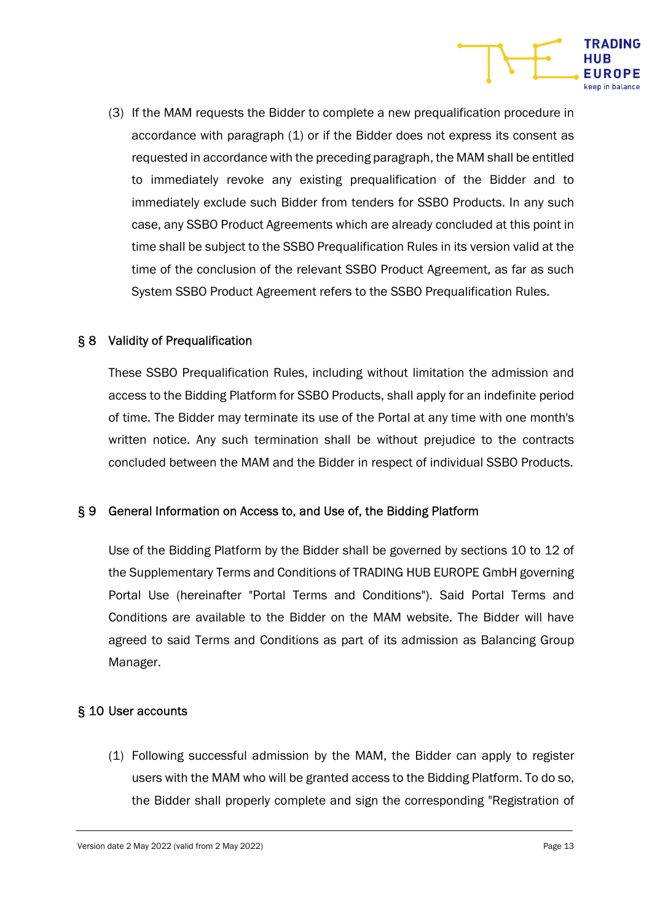(3) If the MAM requests the Bidder to complete a new prequalification procedure in accordance with paragraph (1) or if the Bidder does not express its consent as requested in accordance with the preceding paragraph, the MAM shall be entitled to immediately revoke any existing prequalification of the Bidder and to immediately exclude such Bidder from tenders for SSBO Products. In any such case, any SSBO Product Agreements which are already concluded at this point in time shall be subject to the SSBO Prequalification Rules in its version valid at the time of the conclusion of the relevant SSBO Product Agreement, as far as such System SSBO Product Agreement refers to the SSBO Prequalification Rules.

## § 8 Validity of Prequalification

These SSBO Prequalification Rules, including without limitation the admission and access to the Bidding Platform for SSBO Products, shall apply for an indefinite period of time. The Bidder may terminate its use of the Portal at any time with one month's written notice. Any such termination shall be without prejudice to the contracts concluded between the MAM and the Bidder in respect of individual SSBO Products.

## § 9 General Information on Access to, and Use of, the Bidding Platform

Use of the Bidding Platform by the Bidder shall be governed by sections 10 to 12 of the Supplementary Terms and Conditions of TRADING HUB EUROPE GmbH governing Portal Use (hereinafter "Portal Terms and Conditions"). Said Portal Terms and Conditions are available to the Bidder on the MAM website. The Bidder will have agreed to said Terms and Conditions as part of its admission as Balancing Group Manager.

## § 10 User accounts

(1) Following successful admission by the MAM, the Bidder can apply to register users with the MAM who will be granted access to the Bidding Platform. To do so, the Bidder shall properly complete and sign the corresponding "Registration of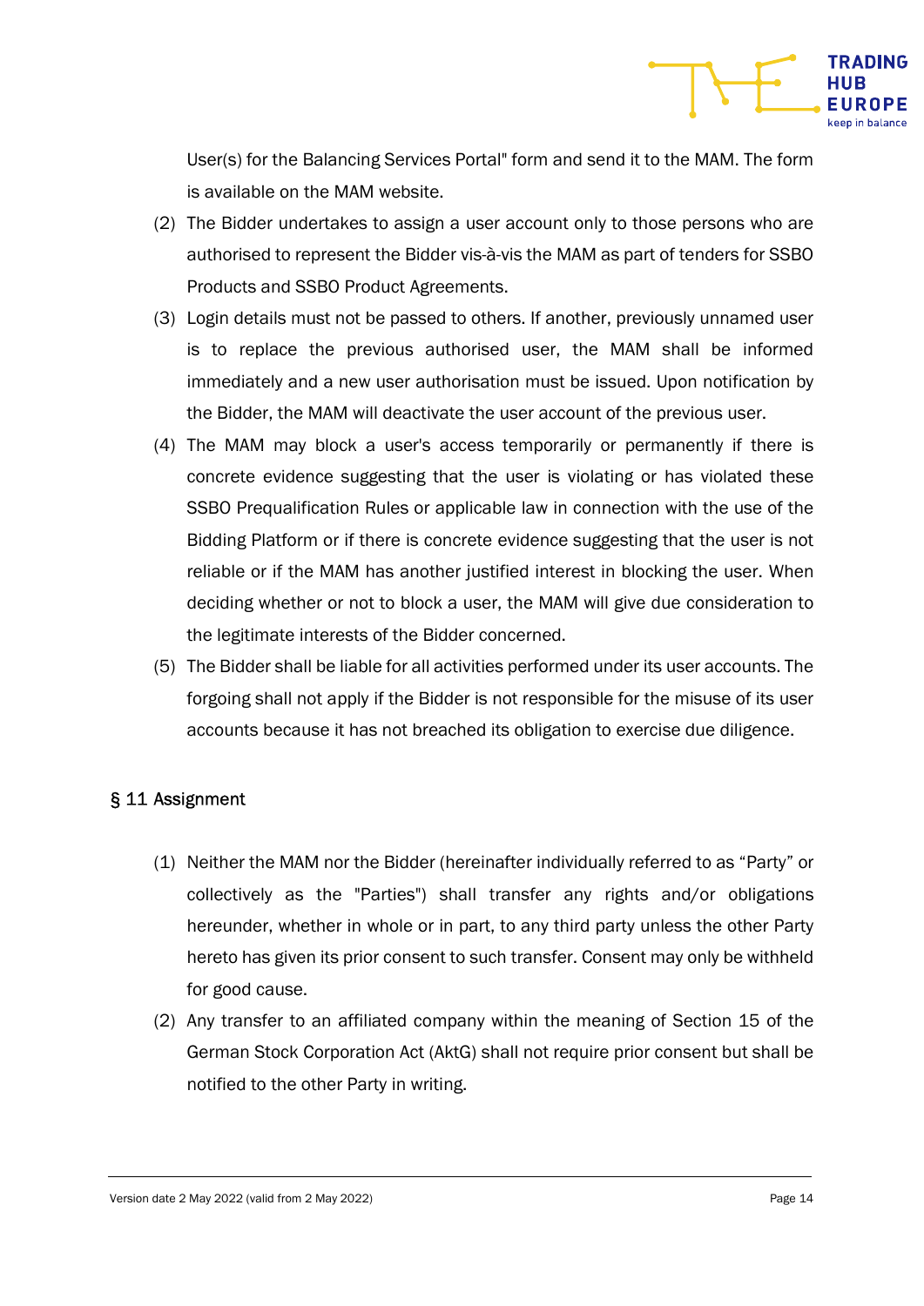User(s) for the Balancing Services Portal" form and send it to the MAM. The form is available on the MAM website.

(2) The Bidder undertakes to assign a user account only to those persons who are authorised to represent the Bidder vis-à-vis the MAM as part of tenders for SSBO Products and SSBO Product Agreements.

(3) Login details must not be passed to others. If another, previously unnamed user is to replace the previous authorised user, the MAM shall be informed immediately and a new user authorisation must be issued. Upon notification by the Bidder, the MAM will deactivate the user account of the previous user.

(4) The MAM may block a user's access temporarily or permanently if there is concrete evidence suggesting that the user is violating or has violated these SSBO Prequalification Rules or applicable law in connection with the use of the Bidding Platform or if there is concrete evidence suggesting that the user is not reliable or if the MAM has another justified interest in blocking the user. When deciding whether or not to block a user, the MAM will give due consideration to the legitimate interests of the Bidder concerned.

(5) The Bidder shall be liable for all activities performed under its user accounts. The forgoing shall not apply if the Bidder is not responsible for the misuse of its user accounts because it has not breached its obligation to exercise due diligence.

## § 11 Assignment

(1) Neither the MAM nor the Bidder (hereinafter individually referred to as “Party” or collectively as the "Parties") shall transfer any rights and/or obligations hereunder, whether in whole or in part, to any third party unless the other Party hereto has given its prior consent to such transfer. Consent may only be withheld for good cause.

(2) Any transfer to an affiliated company within the meaning of Section 15 of the German Stock Corporation Act (AktG) shall not require prior consent but shall be notified to the other Party in writing.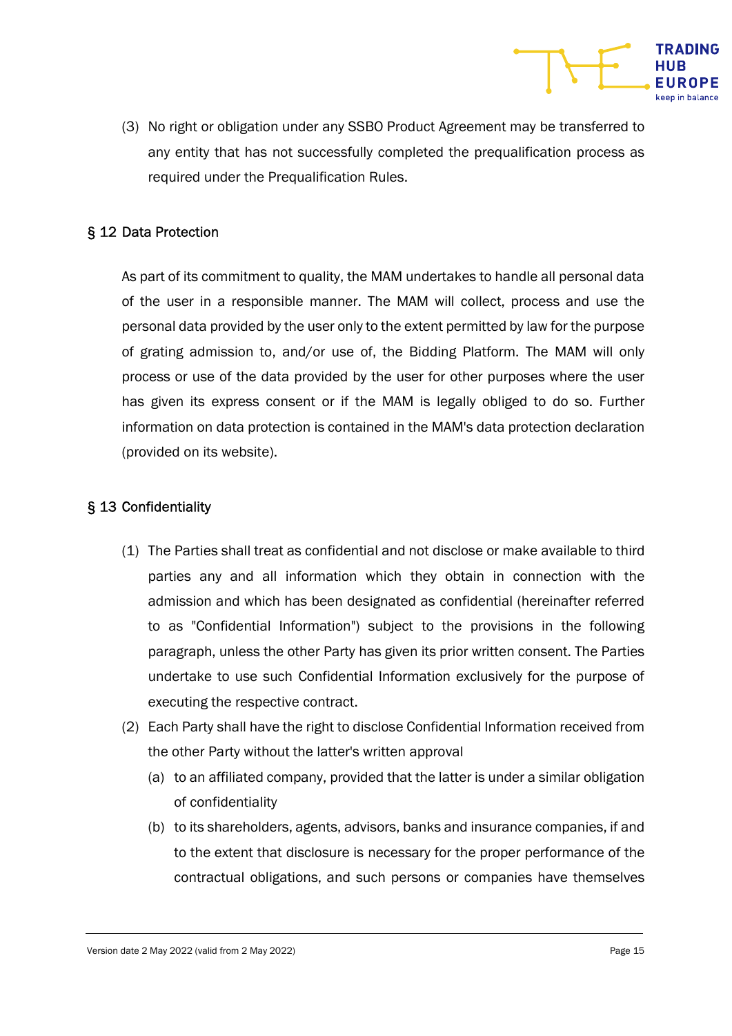(3) No right or obligation under any SSBO Product Agreement may be transferred to any entity that has not successfully completed the prequalification process as required under the Prequalification Rules.

## § 12 Data Protection

As part of its commitment to quality, the MAM undertakes to handle all personal data of the user in a responsible manner. The MAM will collect, process and use the personal data provided by the user only to the extent permitted by law for the purpose of grating admission to, and/or use of, the Bidding Platform. The MAM will only process or use of the data provided by the user for other purposes where the user has given its express consent or if the MAM is legally obliged to do so. Further information on data protection is contained in the MAM's data protection declaration (provided on its website).

## § 13 Confidentiality

(1) The Parties shall treat as confidential and not disclose or make available to third parties any and all information which they obtain in connection with the admission and which has been designated as confidential (hereinafter referred to as "Confidential Information") subject to the provisions in the following paragraph, unless the other Party has given its prior written consent. The Parties undertake to use such Confidential Information exclusively for the purpose of executing the respective contract.

(2) Each Party shall have the right to disclose Confidential Information received from the other Party without the latter's written approval

  (a) to an affiliated company, provided that the latter is under a similar obligation of confidentiality

  (b) to its shareholders, agents, advisors, banks and insurance companies, if and to the extent that disclosure is necessary for the proper performance of the contractual obligations, and such persons or companies have themselves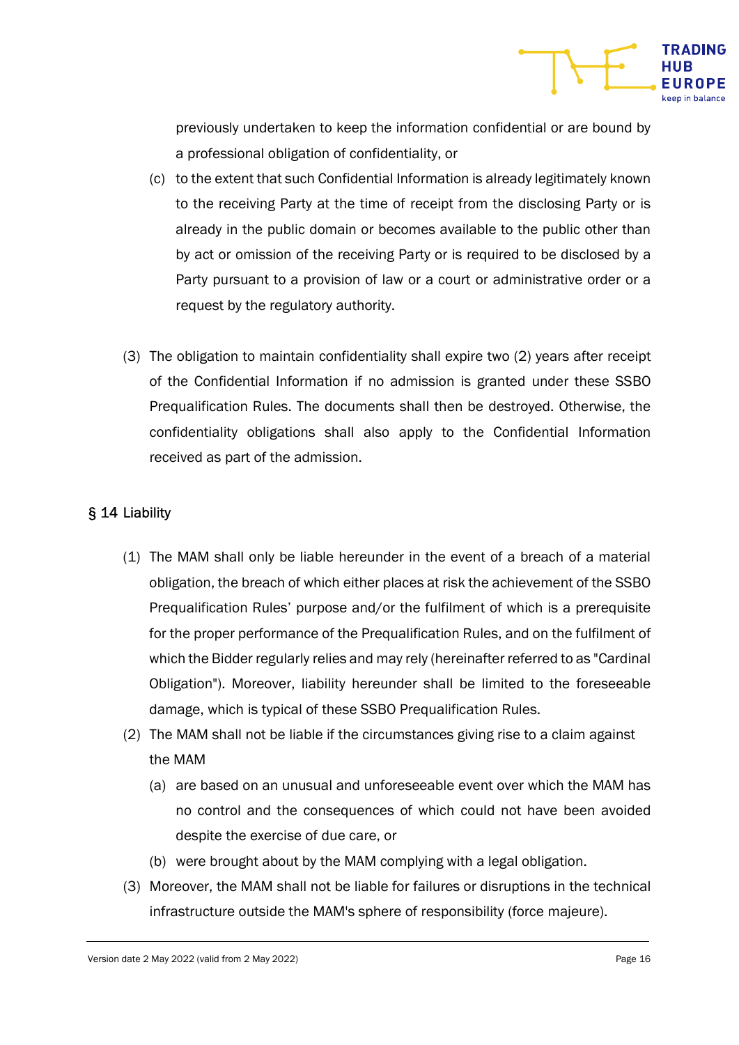previously undertaken to keep the information confidential or are bound by a professional obligation of confidentiality, or

(c) to the extent that such Confidential Information is already legitimately known to the receiving Party at the time of receipt from the disclosing Party or is already in the public domain or becomes available to the public other than by act or omission of the receiving Party or is required to be disclosed by a Party pursuant to a provision of law or a court or administrative order or a request by the regulatory authority.

(3) The obligation to maintain confidentiality shall expire two (2) years after receipt of the Confidential Information if no admission is granted under these SSBO Prequalification Rules. The documents shall then be destroyed. Otherwise, the confidentiality obligations shall also apply to the Confidential Information received as part of the admission.

## § 14 Liability

(1) The MAM shall only be liable hereunder in the event of a breach of a material obligation, the breach of which either places at risk the achievement of the SSBO Prequalification Rules' purpose and/or the fulfilment of which is a prerequisite for the proper performance of the Prequalification Rules, and on the fulfilment of which the Bidder regularly relies and may rely (hereinafter referred to as "Cardinal Obligation"). Moreover, liability hereunder shall be limited to the foreseeable damage, which is typical of these SSBO Prequalification Rules.

(2) The MAM shall not be liable if the circumstances giving rise to a claim against the MAM

(a) are based on an unusual and unforeseeable event over which the MAM has no control and the consequences of which could not have been avoided despite the exercise of due care, or

(b) were brought about by the MAM complying with a legal obligation.

(3) Moreover, the MAM shall not be liable for failures or disruptions in the technical infrastructure outside the MAM's sphere of responsibility (force majeure).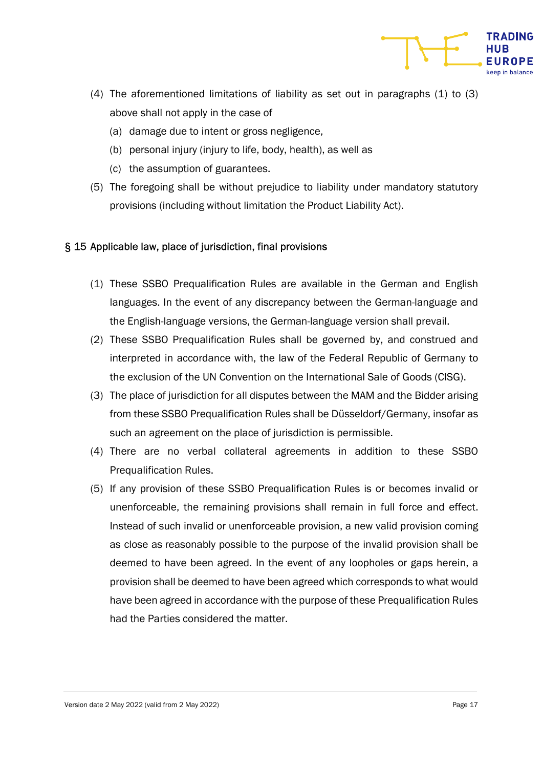(4) The aforementioned limitations of liability as set out in paragraphs (1) to (3) above shall not apply in the case of

  (a) damage due to intent or gross negligence,

  (b) personal injury (injury to life, body, health), as well as

  (c) the assumption of guarantees.

(5) The foregoing shall be without prejudice to liability under mandatory statutory provisions (including without limitation the Product Liability Act).

## § 15 Applicable law, place of jurisdiction, final provisions

(1) These SSBO Prequalification Rules are available in the German and English languages. In the event of any discrepancy between the German-language and the English-language versions, the German-language version shall prevail.

(2) These SSBO Prequalification Rules shall be governed by, and construed and interpreted in accordance with, the law of the Federal Republic of Germany to the exclusion of the UN Convention on the International Sale of Goods (CISG).

(3) The place of jurisdiction for all disputes between the MAM and the Bidder arising from these SSBO Prequalification Rules shall be Düsseldorf/Germany, insofar as such an agreement on the place of jurisdiction is permissible.

(4) There are no verbal collateral agreements in addition to these SSBO Prequalification Rules.

(5) If any provision of these SSBO Prequalification Rules is or becomes invalid or unenforceable, the remaining provisions shall remain in full force and effect. Instead of such invalid or unenforceable provision, a new valid provision coming as close as reasonably possible to the purpose of the invalid provision shall be deemed to have been agreed. In the event of any loopholes or gaps herein, a provision shall be deemed to have been agreed which corresponds to what would have been agreed in accordance with the purpose of these Prequalification Rules had the Parties considered the matter.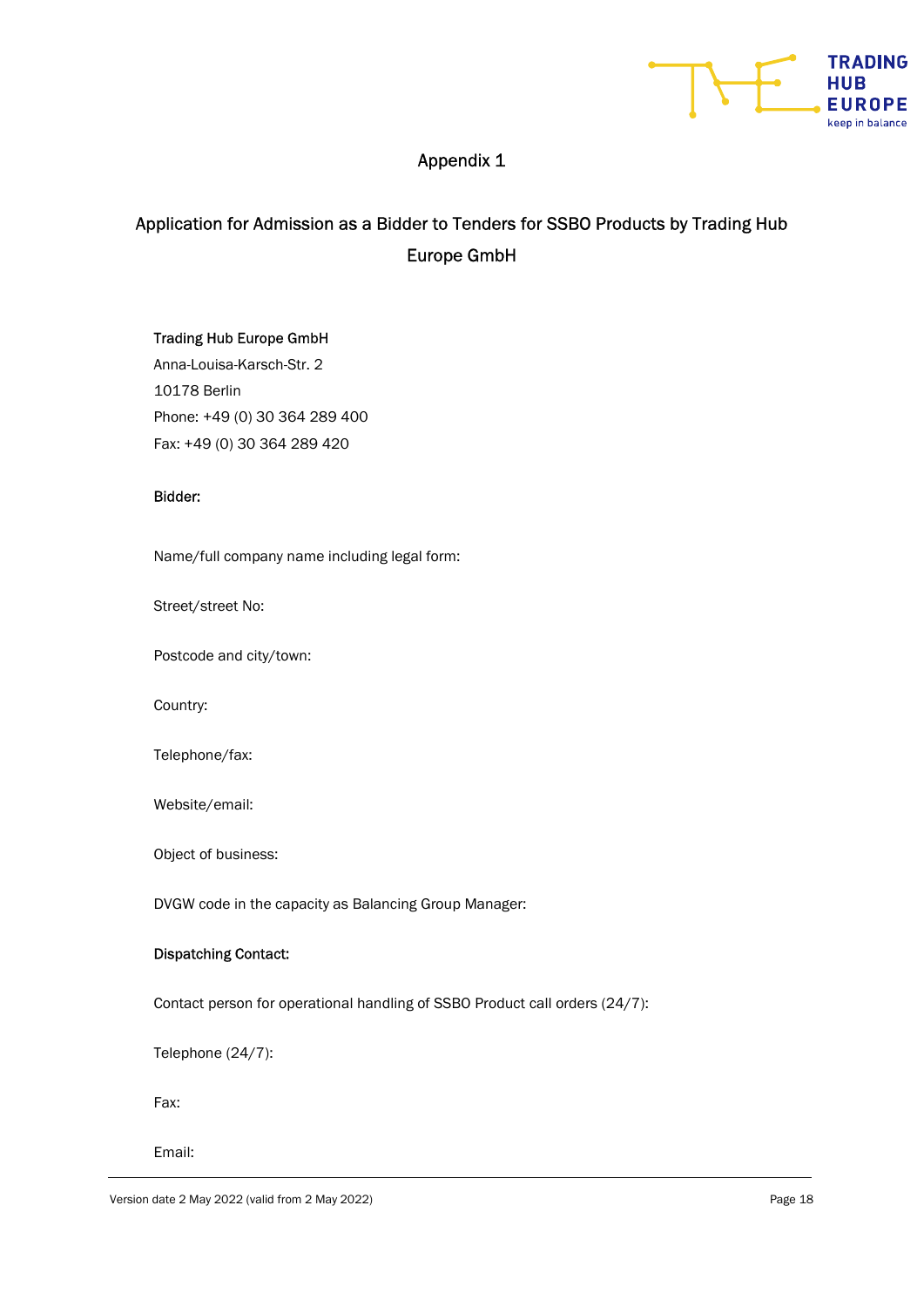# Appendix 1

## Application for Admission as a Bidder to Tenders for SSBO Products by Trading Hub Europe GmbH

Trading Hub Europe GmbH
Anna-Louisa-Karsch-Str. 2
10178 Berlin
Phone: +49 (0) 30 364 289 400
Fax: +49 (0) 30 364 289 420

**Bidder:**

Name/full company name including legal form:

Street/street No:

Postcode and city/town:

Country:

Telephone/fax:

Website/email:

Object of business:

DVGW code in the capacity as Balancing Group Manager:

**Dispatching Contact:**

Contact person for operational handling of SSBO Product call orders (24/7):

Telephone (24/7):

Fax:

Email: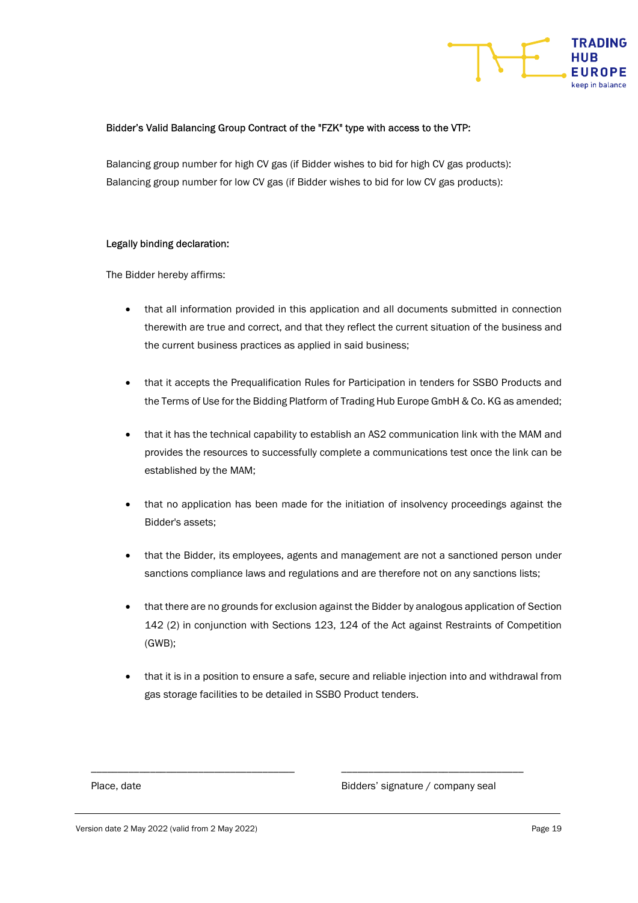**Bidder's Valid Balancing Group Contract of the "FZK" type with access to the VTP:**

Balancing group number for high CV gas (if Bidder wishes to bid for high CV gas products):
Balancing group number for low CV gas (if Bidder wishes to bid for low CV gas products):

**Legally binding declaration:**

The Bidder hereby affirms:

- that all information provided in this application and all documents submitted in connection therewith are true and correct, and that they reflect the current situation of the business and the current business practices as applied in said business;
- that it accepts the Prequalification Rules for Participation in tenders for SSBO Products and the Terms of Use for the Bidding Platform of Trading Hub Europe GmbH & Co. KG as amended;
- that it has the technical capability to establish an AS2 communication link with the MAM and provides the resources to successfully complete a communications test once the link can be established by the MAM;
- that no application has been made for the initiation of insolvency proceedings against the Bidder's assets;
- that the Bidder, its employees, agents and management are not a sanctioned person under sanctions compliance laws and regulations and are therefore not on any sanctions lists;
- that there are no grounds for exclusion against the Bidder by analogous application of Section 142 (2) in conjunction with Sections 123, 124 of the Act against Restraints of Competition (GWB);
- that it is in a position to ensure a safe, secure and reliable injection into and withdrawal from gas storage facilities to be detailed in SSBO Product tenders.

\_\_\_\_\_\_\_\_\_\_\_\_\_\_\_\_\_\_\_\_\_\_\_\_\_\_\_\_\_\_\_\_\_\_\_\_ \_\_\_\_\_\_\_\_\_\_\_\_\_\_\_\_\_\_\_\_\_\_\_\_\_\_\_\_\_\_\_\_\_\_\_\_

Place, date Bidders' signature / company seal

Version date 2 May 2022 (valid from 2 May 2022)